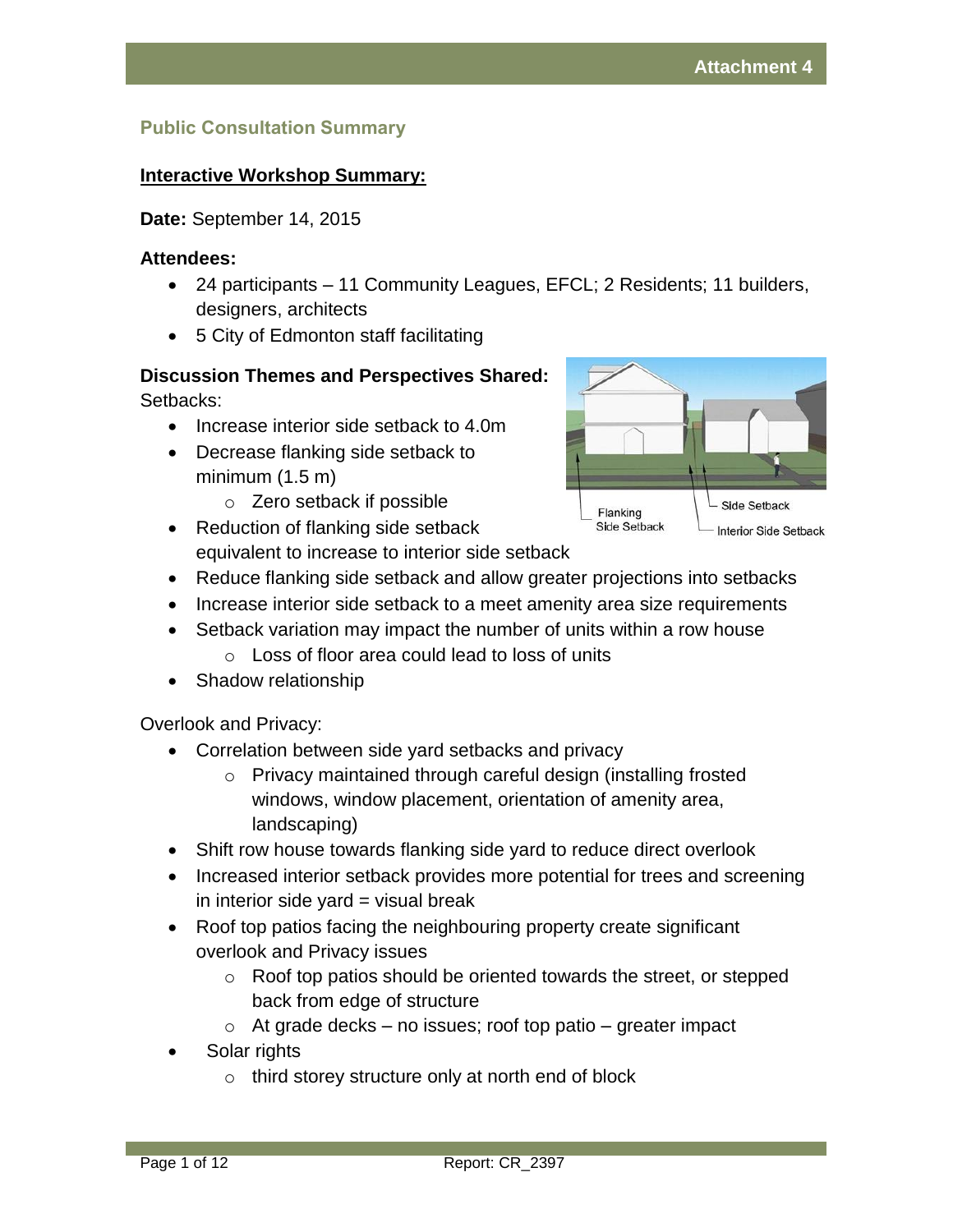## Public Consultation Summary

**Interactive Workshop Summary:**

**Date:** September 14, 2015

**Attendees:**

- 24 participants – 11 Community Leagues, EFCL; 2 Residents; 11 builders, designers, architects
- 5 City of Edmonton staff facilitating

**Discussion Themes and Perspectives Shared:**

Setbacks:

- Increase interior side setback to 4.0m
- Decrease flanking side setback to minimum (1.5 m)
  - Zero setback if possible
- Reduction of flanking side setback equivalent to increase to interior side setback
- Reduce flanking side setback and allow greater projections into setbacks
- Increase interior side setback to a meet amenity area size requirements
- Setback variation may impact the number of units within a row house
  - Loss of floor area could lead to loss of units
- Shadow relationship

Overlook and Privacy:

- Correlation between side yard setbacks and privacy
  - Privacy maintained through careful design (installing frosted windows, window placement, orientation of amenity area, landscaping)
- Shift row house towards flanking side yard to reduce direct overlook
- Increased interior setback provides more potential for trees and screening in interior side yard = visual break
- Roof top patios facing the neighbouring property create significant overlook and Privacy issues
  - Roof top patios should be oriented towards the street, or stepped back from edge of structure
  - At grade decks – no issues; roof top patio – greater impact
- Solar rights
  - third storey structure only at north end of block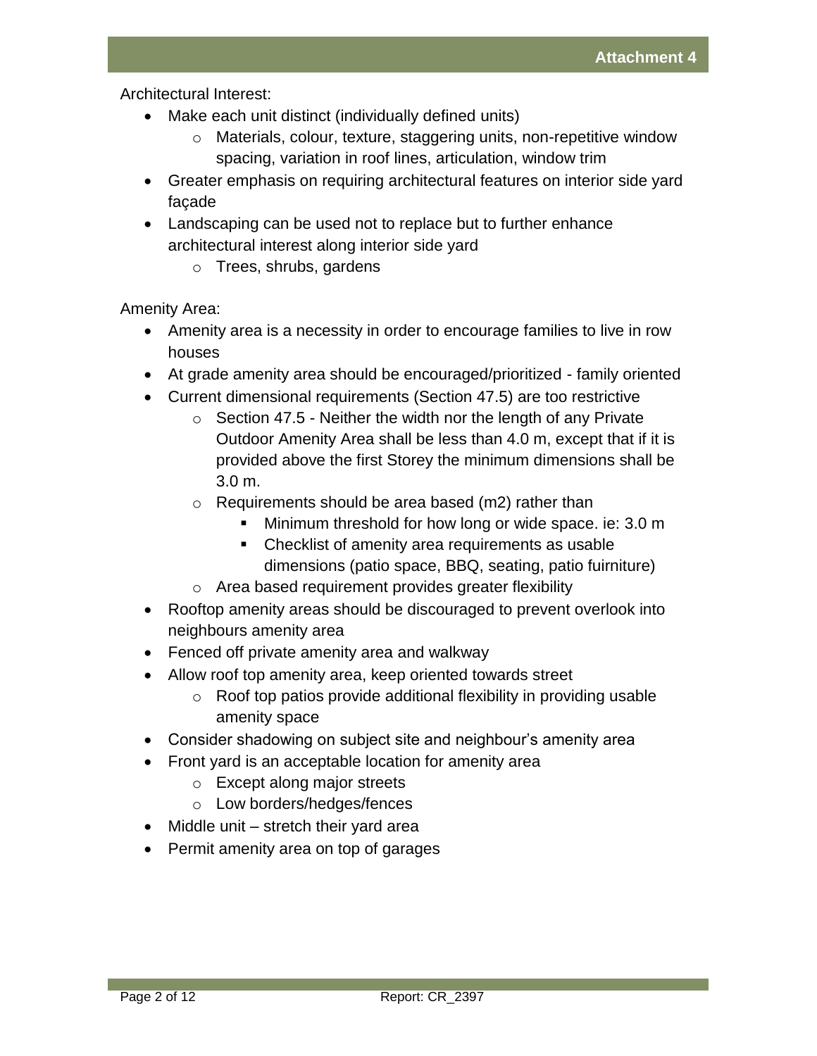Architectural Interest:

- Make each unit distinct (individually defined units)
  - Materials, colour, texture, staggering units, non-repetitive window spacing, variation in roof lines, articulation, window trim
- Greater emphasis on requiring architectural features on interior side yard façade
- Landscaping can be used not to replace but to further enhance architectural interest along interior side yard
  - Trees, shrubs, gardens

Amenity Area:

- Amenity area is a necessity in order to encourage families to live in row houses
- At grade amenity area should be encouraged/prioritized - family oriented
- Current dimensional requirements (Section 47.5) are too restrictive
  - Section 47.5 - Neither the width nor the length of any Private Outdoor Amenity Area shall be less than 4.0 m, except that if it is provided above the first Storey the minimum dimensions shall be 3.0 m.
  - Requirements should be area based (m2) rather than
    - Minimum threshold for how long or wide space. ie: 3.0 m
    - Checklist of amenity area requirements as usable dimensions (patio space, BBQ, seating, patio fuirniture)
  - Area based requirement provides greater flexibility
- Rooftop amenity areas should be discouraged to prevent overlook into neighbours amenity area
- Fenced off private amenity area and walkway
- Allow roof top amenity area, keep oriented towards street
  - Roof top patios provide additional flexibility in providing usable amenity space
- Consider shadowing on subject site and neighbour's amenity area
- Front yard is an acceptable location for amenity area
  - Except along major streets
  - Low borders/hedges/fences
- Middle unit – stretch their yard area
- Permit amenity area on top of garages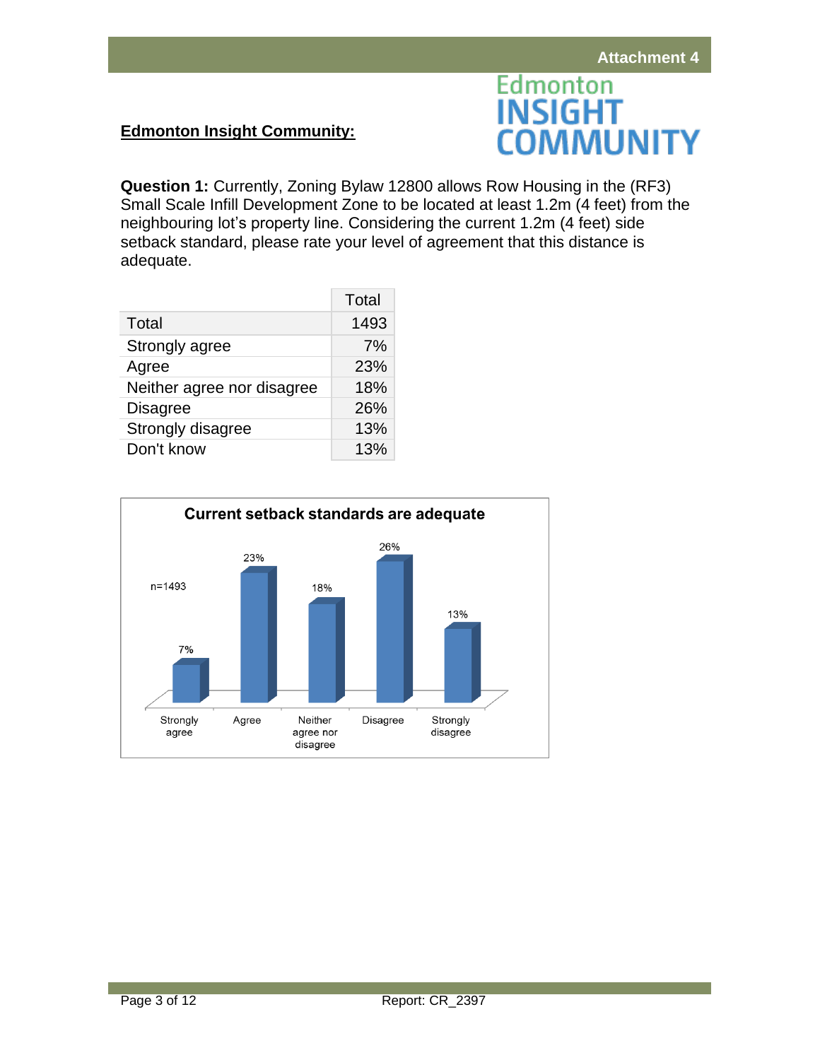Attachment 4

**Edmonton Insight Community:**

**Question 1:** Currently, Zoning Bylaw 12800 allows Row Housing in the (RF3) Small Scale Infill Development Zone to be located at least 1.2m (4 feet) from the neighbouring lot's property line. Considering the current 1.2m (4 feet) side setback standard, please rate your level of agreement that this distance is adequate.

| | Total |
|---|---|
| Total | 1493 |
| Strongly agree | 7% |
| Agree | 23% |
| Neither agree nor disagree | 18% |
| Disagree | 26% |
| Strongly disagree | 13% |
| Don't know | 13% |

**Current setback standards are adequate**

n=1493

| Strongly agree | Agree | Neither agree nor disagree | Disagree | Strongly disagree |
|---|---|---|---|---|
| 7% | 23% | 18% | 26% | 13% |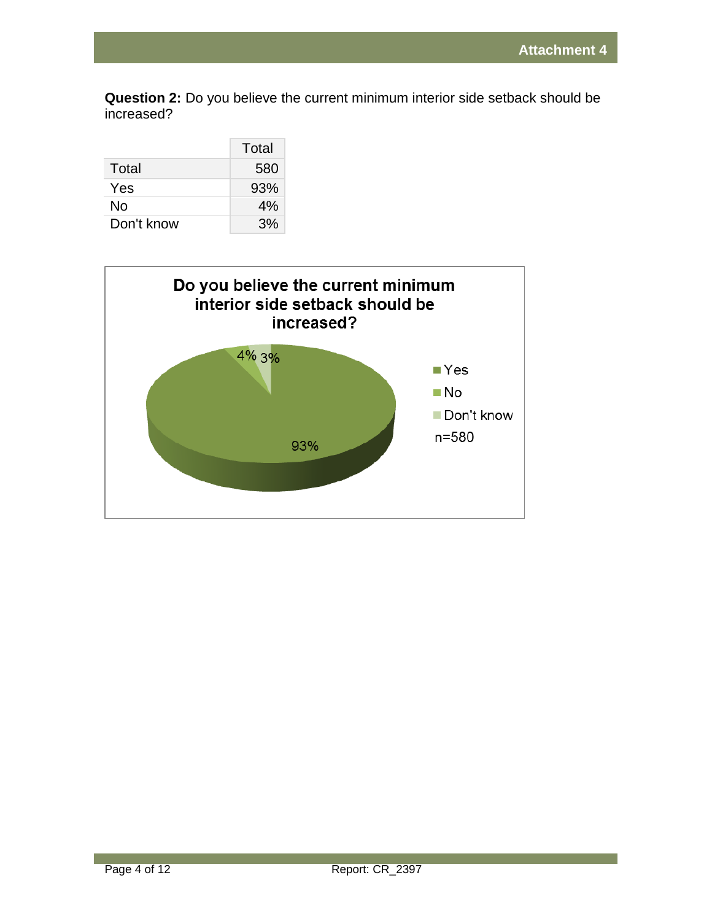**Question 2:** Do you believe the current minimum interior side setback should be increased?

| | Total |
|---|---|
| Total | 580 |
| Yes | 93% |
| No | 4% |
| Don't know | 3% |

**Do you believe the current minimum interior side setback should be increased?**

- Yes: 93%
- No: 4%
- Don't know: 3%

n=580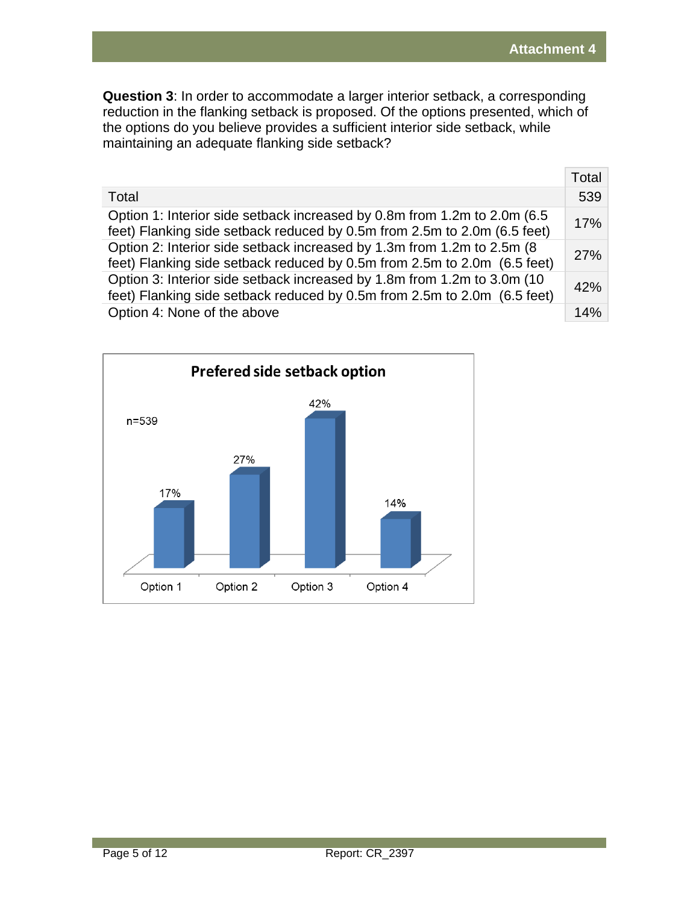**Question 3**: In order to accommodate a larger interior setback, a corresponding reduction in the flanking setback is proposed. Of the options presented, which of the options do you believe provides a sufficient interior side setback, while maintaining an adequate flanking side setback?

| | Total |
|---|---|
| Total | 539 |
| Option 1: Interior side setback increased by 0.8m from 1.2m to 2.0m (6.5 feet) Flanking side setback reduced by 0.5m from 2.5m to 2.0m (6.5 feet) | 17% |
| Option 2: Interior side setback increased by 1.3m from 1.2m to 2.5m (8 feet) Flanking side setback reduced by 0.5m from 2.5m to 2.0m (6.5 feet) | 27% |
| Option 3: Interior side setback increased by 1.8m from 1.2m to 3.0m (10 feet) Flanking side setback reduced by 0.5m from 2.5m to 2.0m (6.5 feet) | 42% |
| Option 4: None of the above | 14% |

**Prefered side setback option**

n=539

| Option 1 | Option 2 | Option 3 | Option 4 |
|---|---|---|---|
| 17% | 27% | 42% | 14% |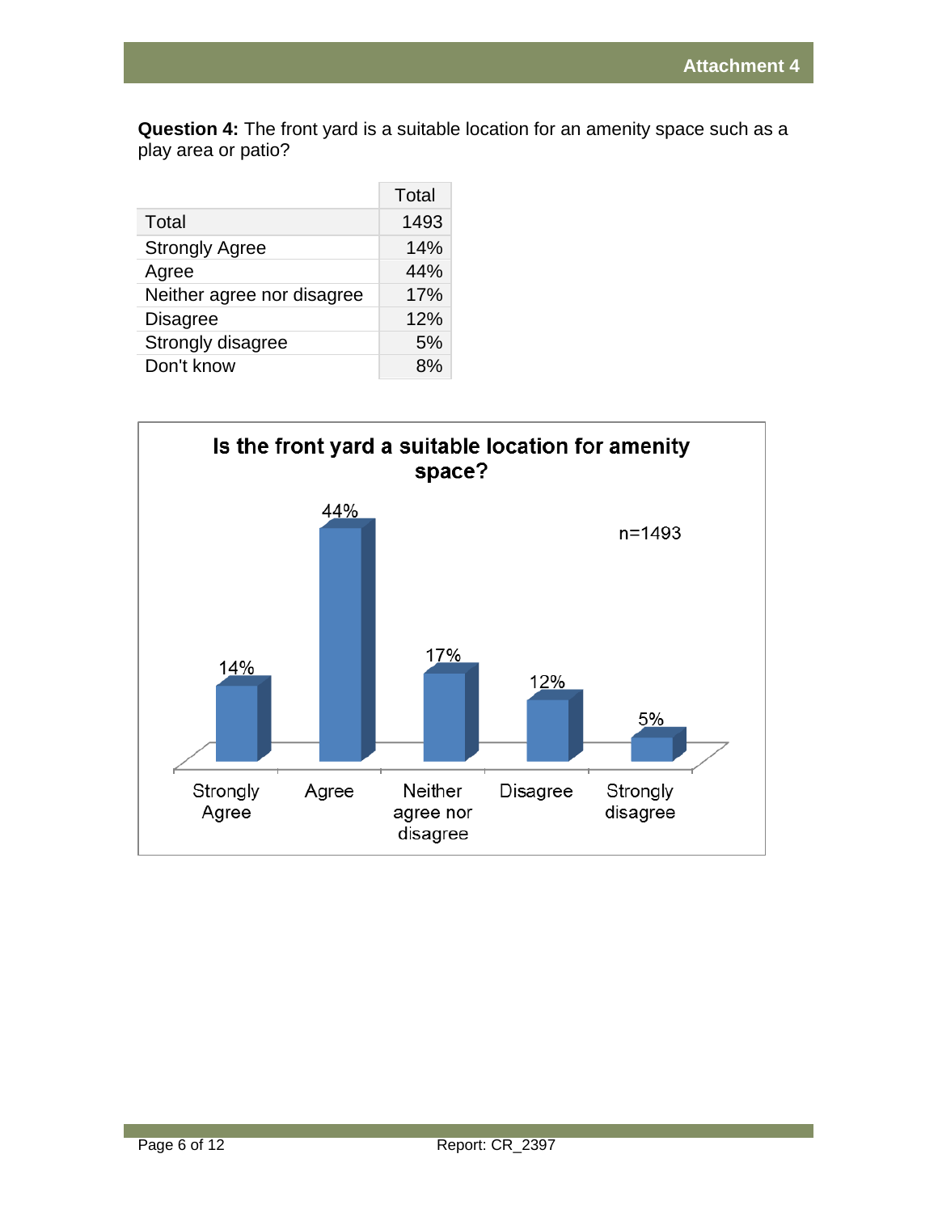**Question 4:** The front yard is a suitable location for an amenity space such as a play area or patio?

| | Total |
|---|---|
| Total | 1493 |
| Strongly Agree | 14% |
| Agree | 44% |
| Neither agree nor disagree | 17% |
| Disagree | 12% |
| Strongly disagree | 5% |
| Don't know | 8% |

**Is the front yard a suitable location for amenity space?**

n=1493

| Strongly Agree | Agree | Neither agree nor disagree | Disagree | Strongly disagree |
|---|---|---|---|---|
| 14% | 44% | 17% | 12% | 5% |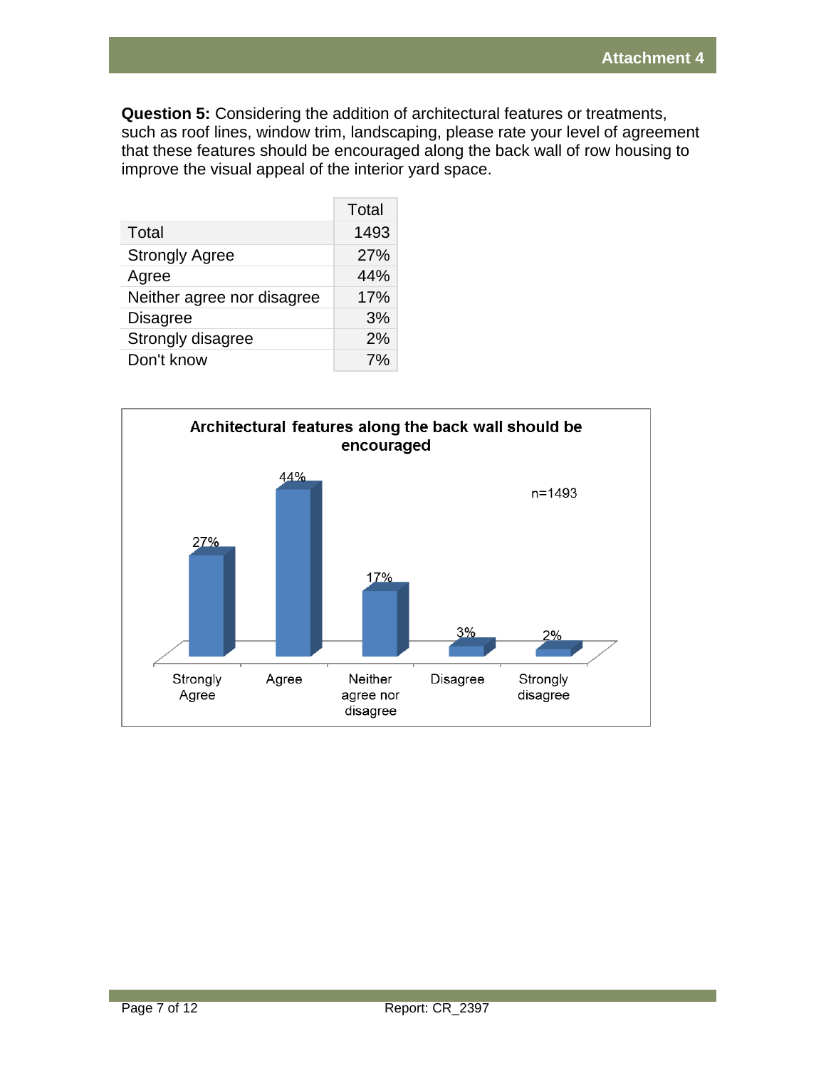**Question 5:** Considering the addition of architectural features or treatments, such as roof lines, window trim, landscaping, please rate your level of agreement that these features should be encouraged along the back wall of row housing to improve the visual appeal of the interior yard space.

| | Total |
|---|---|
| Total | 1493 |
| Strongly Agree | 27% |
| Agree | 44% |
| Neither agree nor disagree | 17% |
| Disagree | 3% |
| Strongly disagree | 2% |
| Don't know | 7% |

**Architectural features along the back wall should be encouraged**

n=1493

| Response | Percent |
|---|---|
| Strongly Agree | 27% |
| Agree | 44% |
| Neither agree nor disagree | 17% |
| Disagree | 3% |
| Strongly disagree | 2% |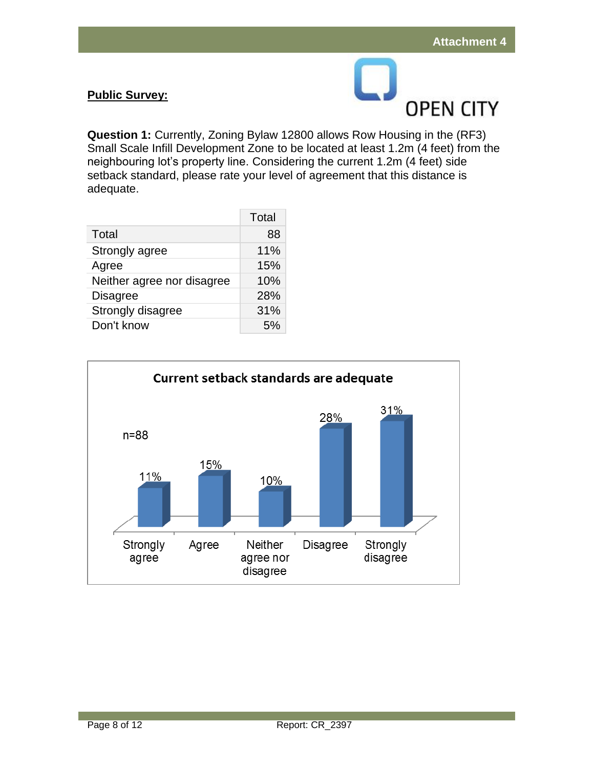**Public Survey:**

OPEN CITY

**Question 1:** Currently, Zoning Bylaw 12800 allows Row Housing in the (RF3) Small Scale Infill Development Zone to be located at least 1.2m (4 feet) from the neighbouring lot's property line. Considering the current 1.2m (4 feet) side setback standard, please rate your level of agreement that this distance is adequate.

| | Total |
|---|---|
| Total | 88 |
| Strongly agree | 11% |
| Agree | 15% |
| Neither agree nor disagree | 10% |
| Disagree | 28% |
| Strongly disagree | 31% |
| Don't know | 5% |

**Current setback standards are adequate**

n=88

| Strongly agree | Agree | Neither agree nor disagree | Disagree | Strongly disagree |
|---|---|---|---|---|
| 11% | 15% | 10% | 28% | 31% |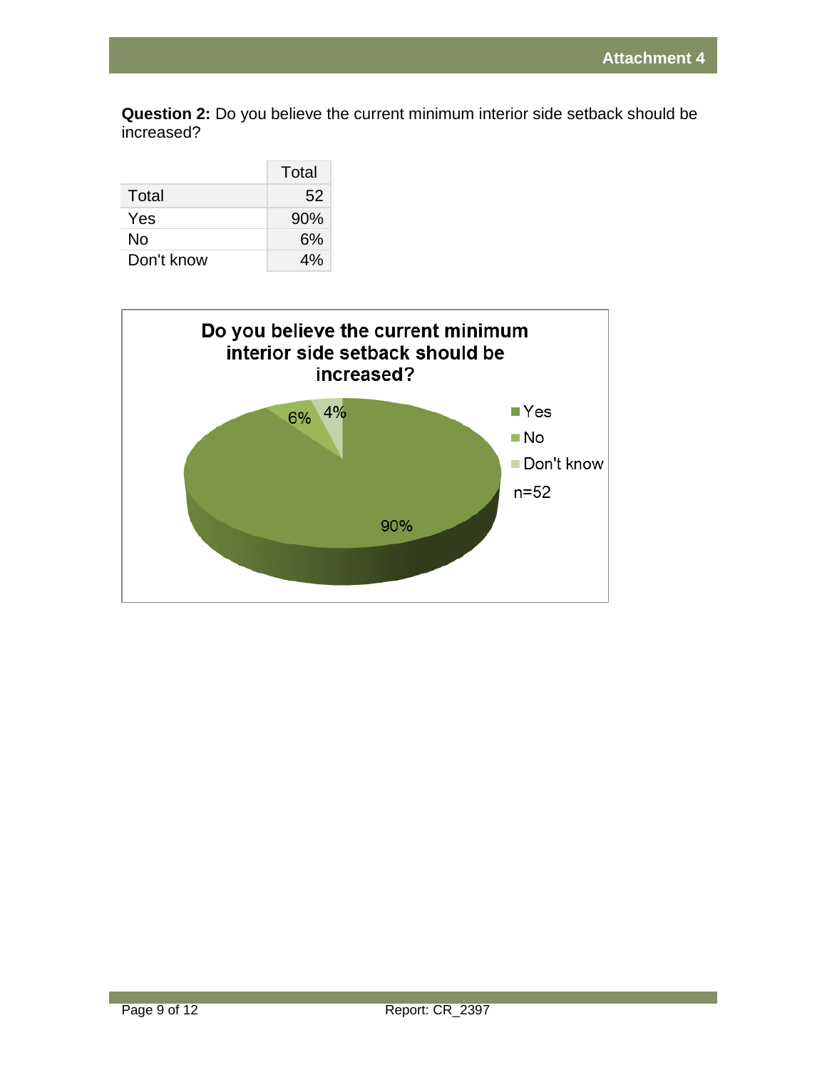**Question 2:** Do you believe the current minimum interior side setback should be increased?

| | Total |
|---|---|
| Total | 52 |
| Yes | 90% |
| No | 6% |
| Don't know | 4% |

**Do you believe the current minimum interior side setback should be increased?**

- Yes: 90%
- No: 6%
- Don't know: 4%

n=52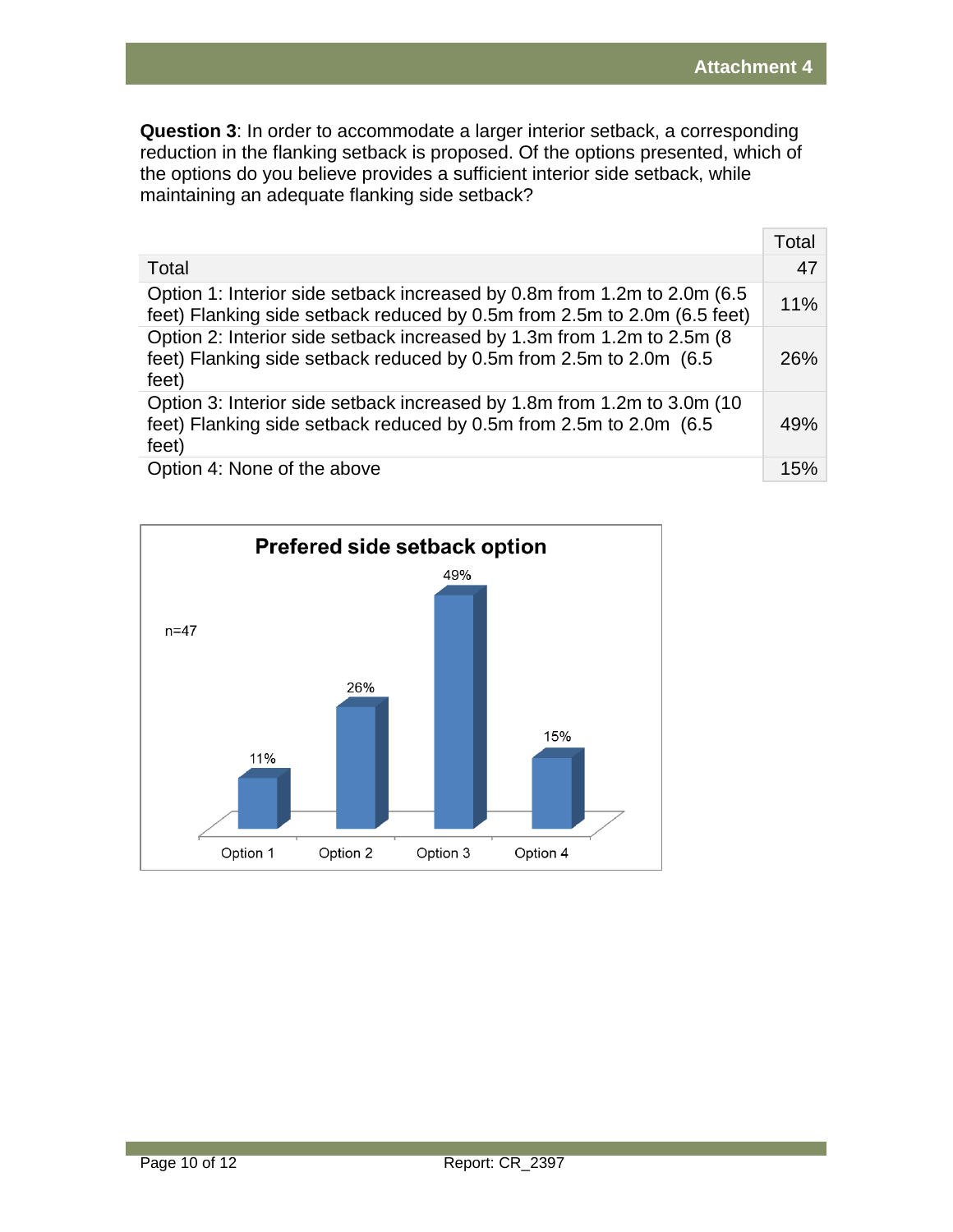**Question 3**: In order to accommodate a larger interior setback, a corresponding reduction in the flanking setback is proposed. Of the options presented, which of the options do you believe provides a sufficient interior side setback, while maintaining an adequate flanking side setback?

| | Total |
|---|---|
| Total | 47 |
| Option 1: Interior side setback increased by 0.8m from 1.2m to 2.0m (6.5 feet) Flanking side setback reduced by 0.5m from 2.5m to 2.0m (6.5 feet) | 11% |
| Option 2: Interior side setback increased by 1.3m from 1.2m to 2.5m (8 feet) Flanking side setback reduced by 0.5m from 2.5m to 2.0m (6.5 feet) | 26% |
| Option 3: Interior side setback increased by 1.8m from 1.2m to 3.0m (10 feet) Flanking side setback reduced by 0.5m from 2.5m to 2.0m (6.5 feet) | 49% |
| Option 4: None of the above | 15% |

**Prefered side setback option**

n=47

| Option | Percentage |
|---|---|
| Option 1 | 11% |
| Option 2 | 26% |
| Option 3 | 49% |
| Option 4 | 15% |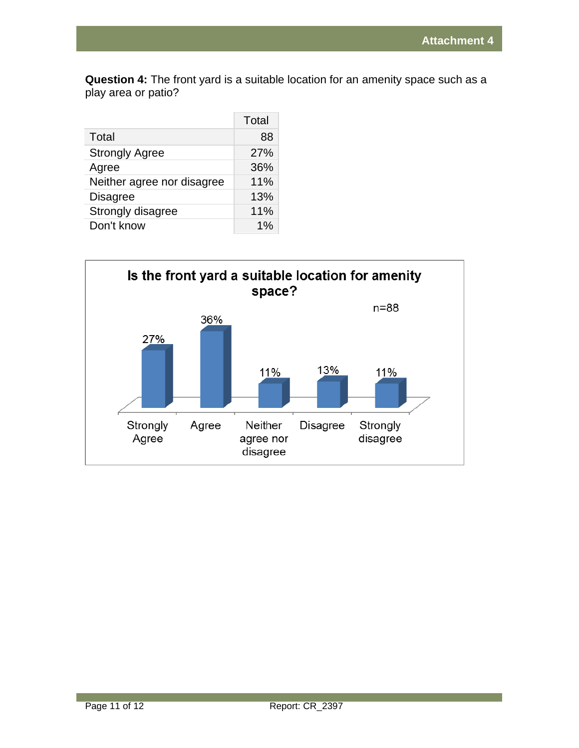**Question 4:** The front yard is a suitable location for an amenity space such as a play area or patio?

| | Total |
|---|---|
| Total | 88 |
| Strongly Agree | 27% |
| Agree | 36% |
| Neither agree nor disagree | 11% |
| Disagree | 13% |
| Strongly disagree | 11% |
| Don't know | 1% |

**Is the front yard a suitable location for amenity space?**

n=88

| Strongly Agree | Agree | Neither agree nor disagree | Disagree | Strongly disagree |
|---|---|---|---|---|
| 27% | 36% | 11% | 13% | 11% |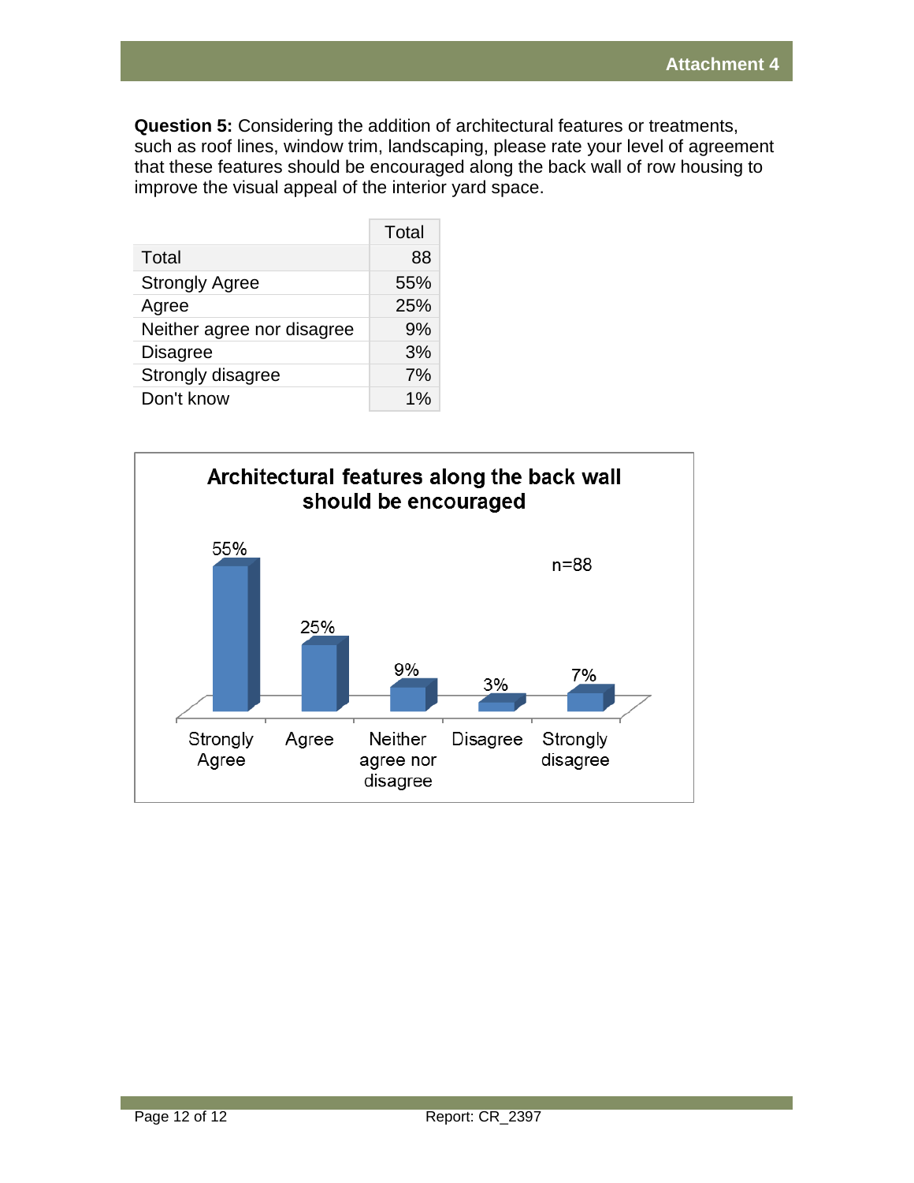**Question 5:** Considering the addition of architectural features or treatments, such as roof lines, window trim, landscaping, please rate your level of agreement that these features should be encouraged along the back wall of row housing to improve the visual appeal of the interior yard space.

| | Total |
|---|---|
| Total | 88 |
| Strongly Agree | 55% |
| Agree | 25% |
| Neither agree nor disagree | 9% |
| Disagree | 3% |
| Strongly disagree | 7% |
| Don't know | 1% |

Architectural features along the back wall should be encouraged

n=88

55%
25%
9%
3%
7%

Strongly Agree
Agree
Neither agree nor disagree
Disagree
Strongly disagree